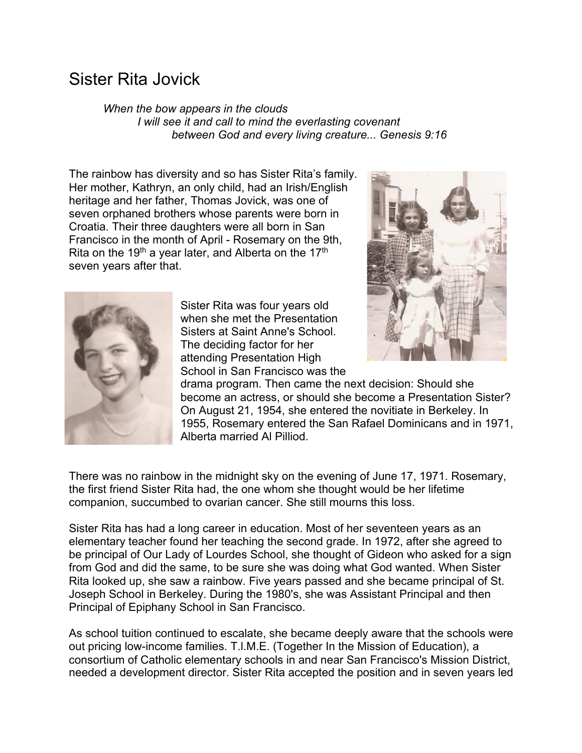# Sister Rita Jovick

*When the bow appears in the clouds*
*I will see it and call to mind the everlasting covenant*
*between God and every living creature... Genesis 9:16*

The rainbow has diversity and so has Sister Rita's family. Her mother, Kathryn, an only child, had an Irish/English heritage and her father, Thomas Jovick, was one of seven orphaned brothers whose parents were born in Croatia. Their three daughters were all born in San Francisco in the month of April - Rosemary on the 9th, Rita on the 19th a year later, and Alberta on the 17th seven years after that.

Sister Rita was four years old when she met the Presentation Sisters at Saint Anne's School. The deciding factor for her attending Presentation High School in San Francisco was the drama program. Then came the next decision: Should she become an actress, or should she become a Presentation Sister? On August 21, 1954, she entered the novitiate in Berkeley. In 1955, Rosemary entered the San Rafael Dominicans and in 1971, Alberta married Al Pilliod.

There was no rainbow in the midnight sky on the evening of June 17, 1971. Rosemary, the first friend Sister Rita had, the one whom she thought would be her lifetime companion, succumbed to ovarian cancer. She still mourns this loss.

Sister Rita has had a long career in education. Most of her seventeen years as an elementary teacher found her teaching the second grade. In 1972, after she agreed to be principal of Our Lady of Lourdes School, she thought of Gideon who asked for a sign from God and did the same, to be sure she was doing what God wanted. When Sister Rita looked up, she saw a rainbow. Five years passed and she became principal of St. Joseph School in Berkeley. During the 1980's, she was Assistant Principal and then Principal of Epiphany School in San Francisco.

As school tuition continued to escalate, she became deeply aware that the schools were out pricing low-income families. T.I.M.E. (Together In the Mission of Education), a consortium of Catholic elementary schools in and near San Francisco's Mission District, needed a development director. Sister Rita accepted the position and in seven years led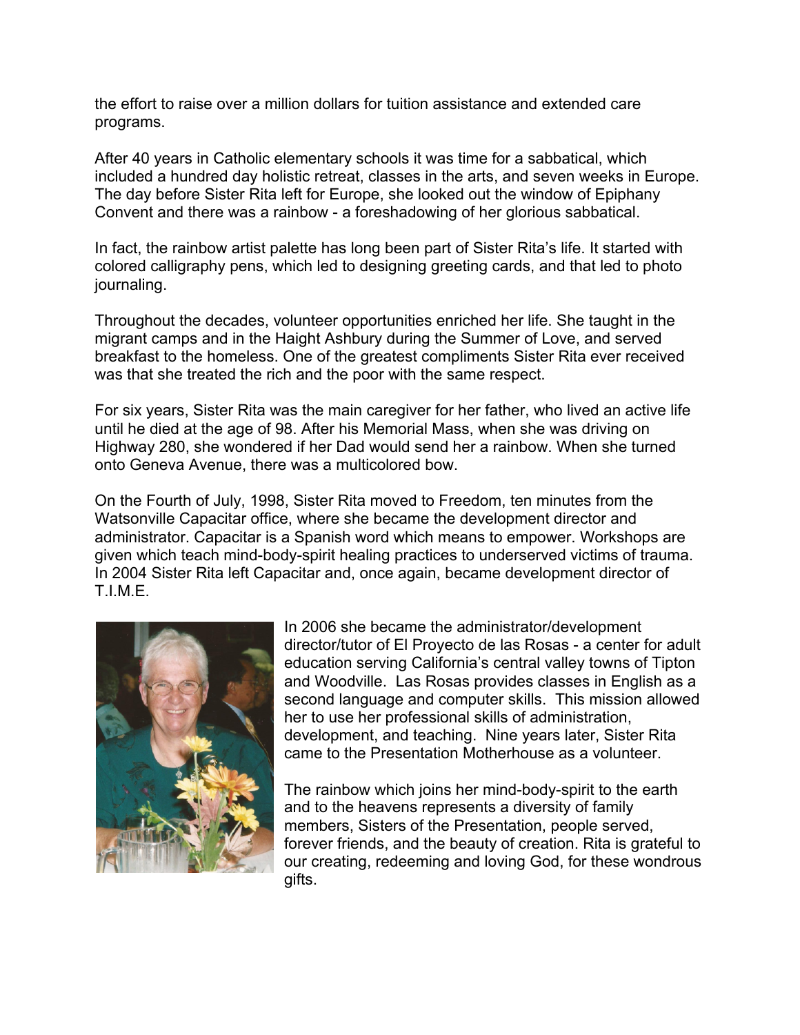the effort to raise over a million dollars for tuition assistance and extended care programs.

After 40 years in Catholic elementary schools it was time for a sabbatical, which included a hundred day holistic retreat, classes in the arts, and seven weeks in Europe. The day before Sister Rita left for Europe, she looked out the window of Epiphany Convent and there was a rainbow - a foreshadowing of her glorious sabbatical.

In fact, the rainbow artist palette has long been part of Sister Rita's life. It started with colored calligraphy pens, which led to designing greeting cards, and that led to photo journaling.

Throughout the decades, volunteer opportunities enriched her life. She taught in the migrant camps and in the Haight Ashbury during the Summer of Love, and served breakfast to the homeless. One of the greatest compliments Sister Rita ever received was that she treated the rich and the poor with the same respect.

For six years, Sister Rita was the main caregiver for her father, who lived an active life until he died at the age of 98. After his Memorial Mass, when she was driving on Highway 280, she wondered if her Dad would send her a rainbow. When she turned onto Geneva Avenue, there was a multicolored bow.

On the Fourth of July, 1998, Sister Rita moved to Freedom, ten minutes from the Watsonville Capacitar office, where she became the development director and administrator. Capacitar is a Spanish word which means to empower. Workshops are given which teach mind-body-spirit healing practices to underserved victims of trauma. In 2004 Sister Rita left Capacitar and, once again, became development director of T.I.M.E.

In 2006 she became the administrator/development director/tutor of El Proyecto de las Rosas - a center for adult education serving California's central valley towns of Tipton and Woodville. Las Rosas provides classes in English as a second language and computer skills. This mission allowed her to use her professional skills of administration, development, and teaching. Nine years later, Sister Rita came to the Presentation Motherhouse as a volunteer.

The rainbow which joins her mind-body-spirit to the earth and to the heavens represents a diversity of family members, Sisters of the Presentation, people served, forever friends, and the beauty of creation. Rita is grateful to our creating, redeeming and loving God, for these wondrous gifts.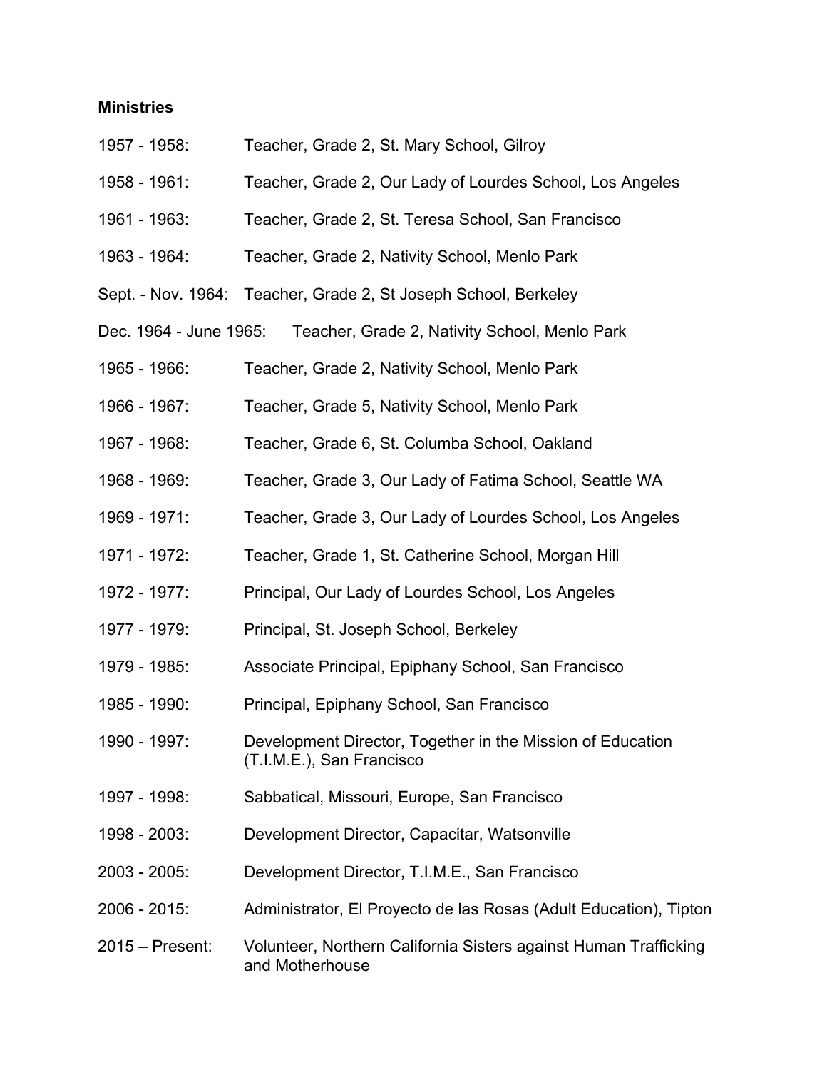**Ministries**

1957 - 1958: Teacher, Grade 2, St. Mary School, Gilroy

1958 - 1961: Teacher, Grade 2, Our Lady of Lourdes School, Los Angeles

1961 - 1963: Teacher, Grade 2, St. Teresa School, San Francisco

1963 - 1964: Teacher, Grade 2, Nativity School, Menlo Park

Sept. - Nov. 1964: Teacher, Grade 2, St Joseph School, Berkeley

Dec. 1964 - June 1965: Teacher, Grade 2, Nativity School, Menlo Park

1965 - 1966: Teacher, Grade 2, Nativity School, Menlo Park

1966 - 1967: Teacher, Grade 5, Nativity School, Menlo Park

1967 - 1968: Teacher, Grade 6, St. Columba School, Oakland

1968 - 1969: Teacher, Grade 3, Our Lady of Fatima School, Seattle WA

1969 - 1971: Teacher, Grade 3, Our Lady of Lourdes School, Los Angeles

1971 - 1972: Teacher, Grade 1, St. Catherine School, Morgan Hill

1972 - 1977: Principal, Our Lady of Lourdes School, Los Angeles

1977 - 1979: Principal, St. Joseph School, Berkeley

1979 - 1985: Associate Principal, Epiphany School, San Francisco

1985 - 1990: Principal, Epiphany School, San Francisco

1990 - 1997: Development Director, Together in the Mission of Education (T.I.M.E.), San Francisco

1997 - 1998: Sabbatical, Missouri, Europe, San Francisco

1998 - 2003: Development Director, Capacitar, Watsonville

2003 - 2005: Development Director, T.I.M.E., San Francisco

2006 - 2015: Administrator, El Proyecto de las Rosas (Adult Education), Tipton

2015 – Present: Volunteer, Northern California Sisters against Human Trafficking and Motherhouse